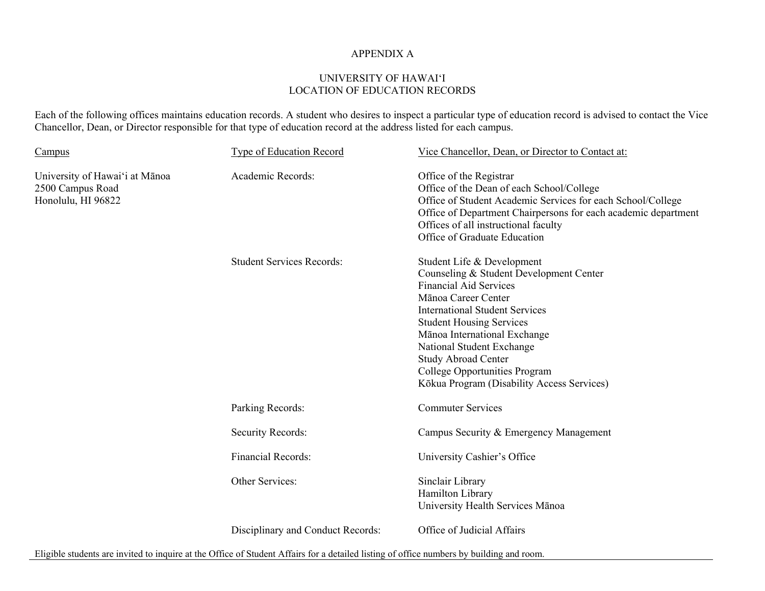# APPENDIX A

## UNIVERSITY OF HAWAI‘I
## LOCATION OF EDUCATION RECORDS

Each of the following offices maintains education records. A student who desires to inspect a particular type of education record is advised to contact the Vice Chancellor, Dean, or Director responsible for that type of education record at the address listed for each campus.

| Campus | Type of Education Record | Vice Chancellor, Dean, or Director to Contact at: |
|---|---|---|
| University of Hawai‘i at Mānoa<br>2500 Campus Road<br>Honolulu, HI 96822 | Academic Records: | Office of the Registrar<br>Office of the Dean of each School/College<br>Office of Student Academic Services for each School/College<br>Office of Department Chairpersons for each academic department<br>Offices of all instructional faculty<br>Office of Graduate Education |
| | Student Services Records: | Student Life & Development<br>Counseling & Student Development Center<br>Financial Aid Services<br>Mānoa Career Center<br>International Student Services<br>Student Housing Services<br>Mānoa International Exchange<br>National Student Exchange<br>Study Abroad Center<br>College Opportunities Program<br>Kōkua Program (Disability Access Services) |
| | Parking Records: | Commuter Services |
| | Security Records: | Campus Security & Emergency Management |
| | Financial Records: | University Cashier’s Office |
| | Other Services: | Sinclair Library<br>Hamilton Library<br>University Health Services Mānoa |
| | Disciplinary and Conduct Records: | Office of Judicial Affairs |

Eligible students are invited to inquire at the Office of Student Affairs for a detailed listing of office numbers by building and room.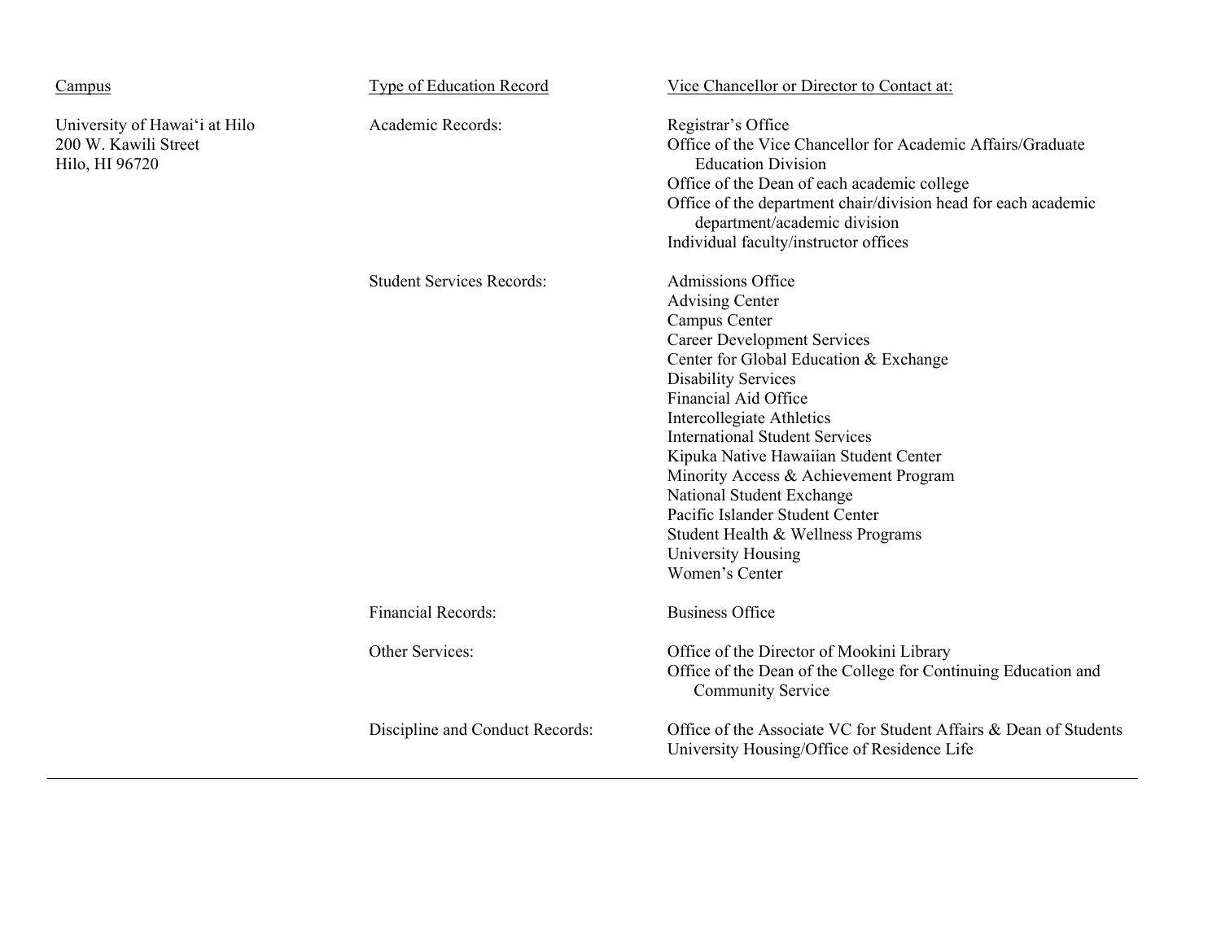| Campus | Type of Education Record | Vice Chancellor or Director to Contact at: |
|---|---|---|
| University of Hawai'i at Hilo<br>200 W. Kawili Street<br>Hilo, HI 96720 | Academic Records: | Registrar's Office<br>Office of the Vice Chancellor for Academic Affairs/Graduate Education Division<br>Office of the Dean of each academic college<br>Office of the department chair/division head for each academic department/academic division<br>Individual faculty/instructor offices |
| | Student Services Records: | Admissions Office<br>Advising Center<br>Campus Center<br>Career Development Services<br>Center for Global Education & Exchange<br>Disability Services<br>Financial Aid Office<br>Intercollegiate Athletics<br>International Student Services<br>Kipuka Native Hawaiian Student Center<br>Minority Access & Achievement Program<br>National Student Exchange<br>Pacific Islander Student Center<br>Student Health & Wellness Programs<br>University Housing<br>Women's Center |
| | Financial Records: | Business Office |
| | Other Services: | Office of the Director of Mookini Library<br>Office of the Dean of the College for Continuing Education and Community Service |
| | Discipline and Conduct Records: | Office of the Associate VC for Student Affairs & Dean of Students<br>University Housing/Office of Residence Life |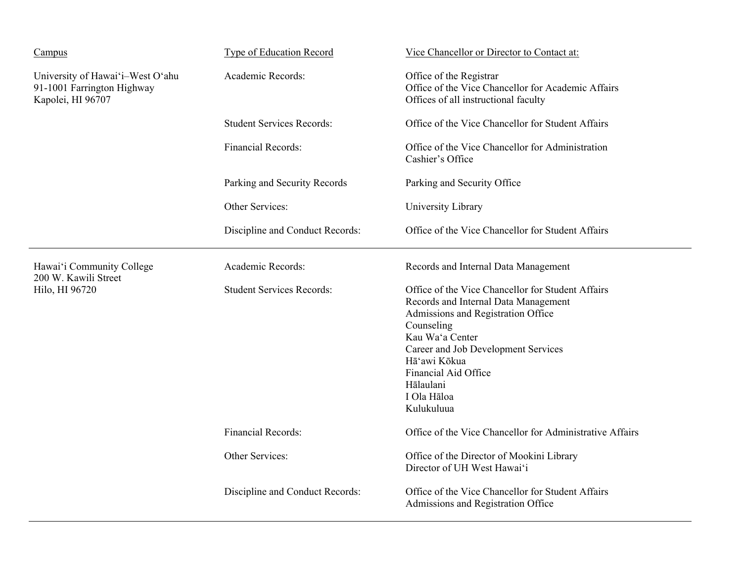| Campus | Type of Education Record | Vice Chancellor or Director to Contact at: |
| --- | --- | --- |
| University of Hawaiʻi–West Oʻahu<br>91-1001 Farrington Highway<br>Kapolei, HI 96707 | Academic Records: | Office of the Registrar<br>Office of the Vice Chancellor for Academic Affairs<br>Offices of all instructional faculty |
| | Student Services Records: | Office of the Vice Chancellor for Student Affairs |
| | Financial Records: | Office of the Vice Chancellor for Administration<br>Cashier's Office |
| | Parking and Security Records | Parking and Security Office |
| | Other Services: | University Library |
| | Discipline and Conduct Records: | Office of the Vice Chancellor for Student Affairs |
| Hawaiʻi Community College<br>200 W. Kawili Street<br>Hilo, HI 96720 | Academic Records: | Records and Internal Data Management |
| | Student Services Records: | Office of the Vice Chancellor for Student Affairs<br>Records and Internal Data Management<br>Admissions and Registration Office<br>Counseling<br>Kau Waʻa Center<br>Career and Job Development Services<br>Hāʻawi Kōkua<br>Financial Aid Office<br>Hālaulani<br>I Ola Hāloa<br>Kulukuluua |
| | Financial Records: | Office of the Vice Chancellor for Administrative Affairs |
| | Other Services: | Office of the Director of Mookini Library<br>Director of UH West Hawaiʻi |
| | Discipline and Conduct Records: | Office of the Vice Chancellor for Student Affairs<br>Admissions and Registration Office |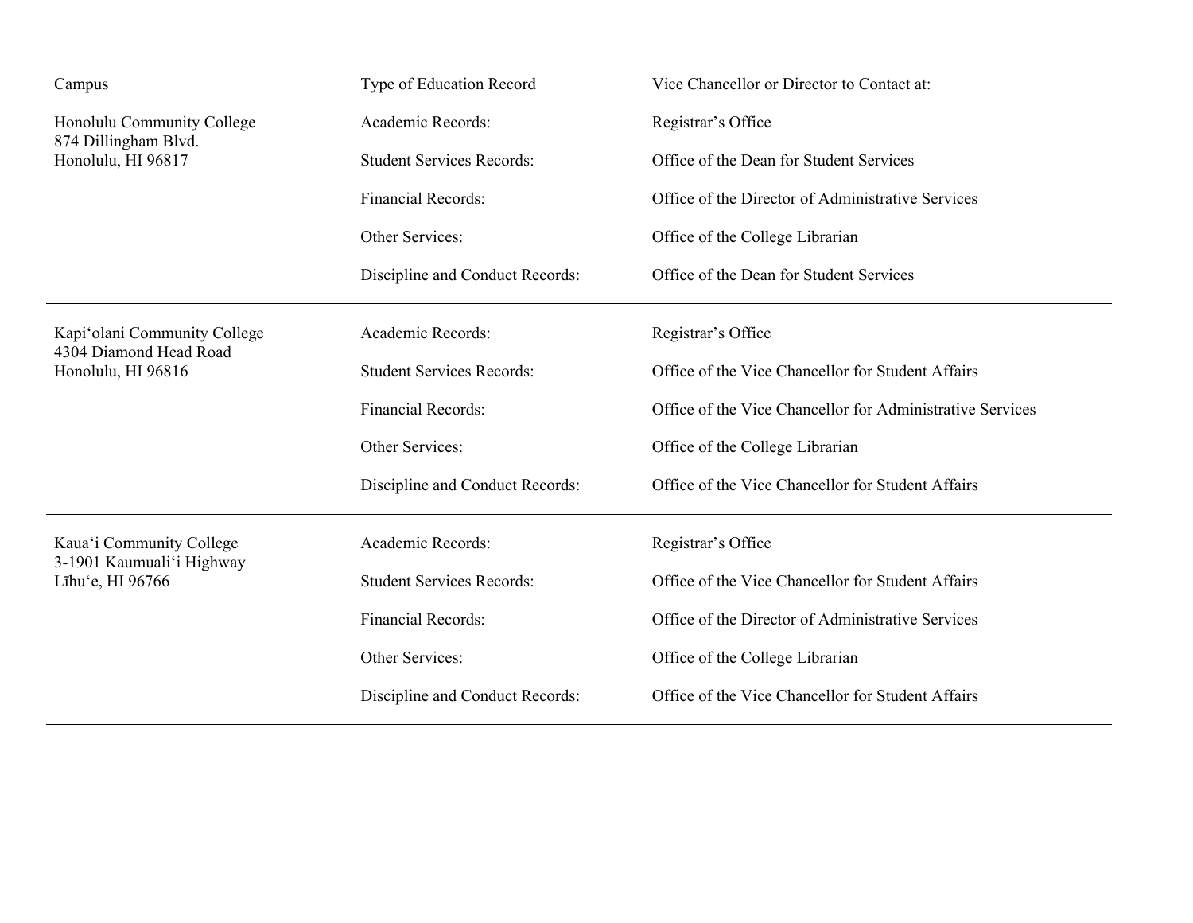| Campus | Type of Education Record | Vice Chancellor or Director to Contact at: |
| --- | --- | --- |
| Honolulu Community College<br>874 Dillingham Blvd.<br>Honolulu, HI 96817 | Academic Records: | Registrar's Office |
| | Student Services Records: | Office of the Dean for Student Services |
| | Financial Records: | Office of the Director of Administrative Services |
| | Other Services: | Office of the College Librarian |
| | Discipline and Conduct Records: | Office of the Dean for Student Services |
| Kapiʻolani Community College<br>4304 Diamond Head Road<br>Honolulu, HI 96816 | Academic Records: | Registrar's Office |
| | Student Services Records: | Office of the Vice Chancellor for Student Affairs |
| | Financial Records: | Office of the Vice Chancellor for Administrative Services |
| | Other Services: | Office of the College Librarian |
| | Discipline and Conduct Records: | Office of the Vice Chancellor for Student Affairs |
| Kauaʻi Community College<br>3-1901 Kaumualiʻi Highway<br>Līhuʻe, HI 96766 | Academic Records: | Registrar's Office |
| | Student Services Records: | Office of the Vice Chancellor for Student Affairs |
| | Financial Records: | Office of the Director of Administrative Services |
| | Other Services: | Office of the College Librarian |
| | Discipline and Conduct Records: | Office of the Vice Chancellor for Student Affairs |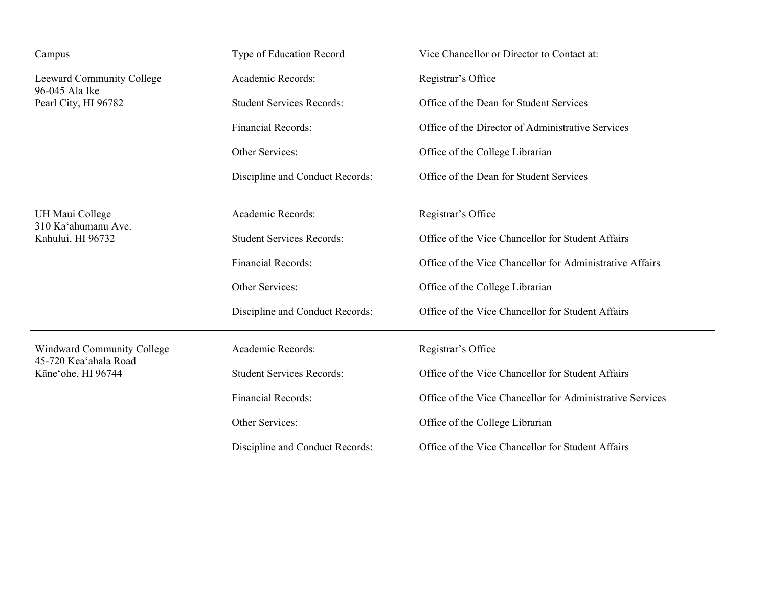| Campus | Type of Education Record | Vice Chancellor or Director to Contact at: |
| --- | --- | --- |
| Leeward Community College<br>96-045 Ala Ike<br>Pearl City, HI 96782 | Academic Records: | Registrar's Office |
| | Student Services Records: | Office of the Dean for Student Services |
| | Financial Records: | Office of the Director of Administrative Services |
| | Other Services: | Office of the College Librarian |
| | Discipline and Conduct Records: | Office of the Dean for Student Services |
| UH Maui College<br>310 Ka'ahumanu Ave.<br>Kahului, HI 96732 | Academic Records: | Registrar's Office |
| | Student Services Records: | Office of the Vice Chancellor for Student Affairs |
| | Financial Records: | Office of the Vice Chancellor for Administrative Affairs |
| | Other Services: | Office of the College Librarian |
| | Discipline and Conduct Records: | Office of the Vice Chancellor for Student Affairs |
| Windward Community College<br>45-720 Kea'ahala Road<br>Kāne'ohe, HI 96744 | Academic Records: | Registrar's Office |
| | Student Services Records: | Office of the Vice Chancellor for Student Affairs |
| | Financial Records: | Office of the Vice Chancellor for Administrative Services |
| | Other Services: | Office of the College Librarian |
| | Discipline and Conduct Records: | Office of the Vice Chancellor for Student Affairs |